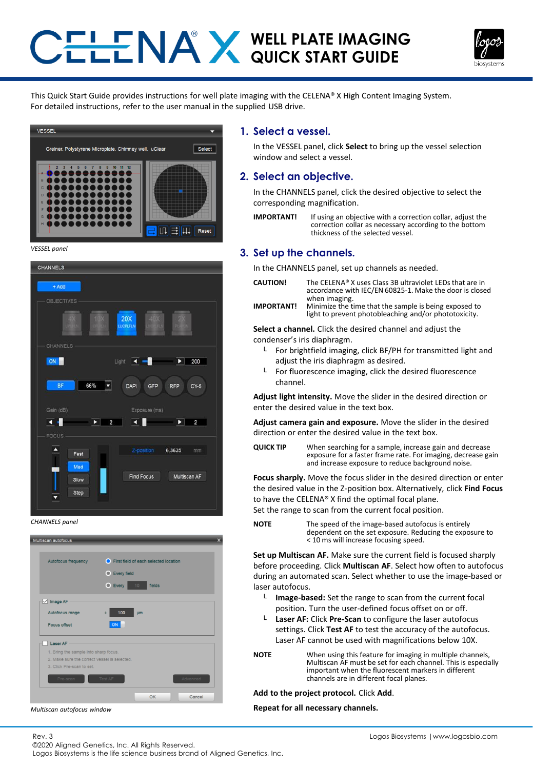# CELENA® X WELL PLATE IMAGING QUICK START GUIDE

This Quick Start Guide provides instructions for well plate imaging with the CELENA® X High Content Imaging System. For detailed instructions, refer to the user manual in the supplied USB drive.

*VESSEL panel*

*CHANNELS panel*

*Multiscan autofocus window*

## 1. Select a vessel.

In the VESSEL panel, click **Select** to bring up the vessel selection window and select a vessel.

## 2. Select an objective.

In the CHANNELS panel, click the desired objective to select the corresponding magnification.

**IMPORTANT!** If using an objective with a correction collar, adjust the correction collar as necessary according to the bottom thickness of the selected vessel.

## 3. Set up the channels.

In the CHANNELS panel, set up channels as needed.

**CAUTION!** The CELENA® X uses Class 3B ultraviolet LEDs that are in accordance with IEC/EN 60825-1. Make the door is closed when imaging.

**IMPORTANT!** Minimize the time that the sample is being exposed to light to prevent photobleaching and/or phototoxicity.

**Select a channel.** Click the desired channel and adjust the condenser's iris diaphragm.

- For brightfield imaging, click BF/PH for transmitted light and adjust the iris diaphragm as desired.
- For fluorescence imaging, click the desired fluorescence channel.

**Adjust light intensity.** Move the slider in the desired direction or enter the desired value in the text box.

**Adjust camera gain and exposure.** Move the slider in the desired direction or enter the desired value in the text box.

**QUICK TIP** When searching for a sample, increase gain and decrease exposure for a faster frame rate. For imaging, decrease gain and increase exposure to reduce background noise.

**Focus sharply.** Move the focus slider in the desired direction or enter the desired value in the Z-position box. Alternatively, click **Find Focus** to have the CELENA® X find the optimal focal plane.
Set the range to scan from the current focal position.

**NOTE** The speed of the image-based autofocus is entirely dependent on the set exposure. Reducing the exposure to < 10 ms will increase focusing speed.

**Set up Multiscan AF.** Make sure the current field is focused sharply before proceeding. Click **Multiscan AF**. Select how often to autofocus during an automated scan. Select whether to use the image-based or laser autofocus.

- **Image-based:** Set the range to scan from the current focal position. Turn the user-defined focus offset on or off.
- **Laser AF:** Click **Pre-Scan** to configure the laser autofocus settings. Click **Test AF** to test the accuracy of the autofocus. Laser AF cannot be used with magnifications below 10X.

**NOTE** When using this feature for imaging in multiple channels, Multiscan AF must be set for each channel. This is especially important when the fluorescent markers in different channels are in different focal planes.

**Add to the project protocol.** Click **Add**.

**Repeat for all necessary channels.**

Rev. 3
©2020 Aligned Genetics, Inc. All Rights Reserved.
Logos Biosystems is the life science business brand of Aligned Genetics, Inc.

Logos Biosystems | www.logosbio.com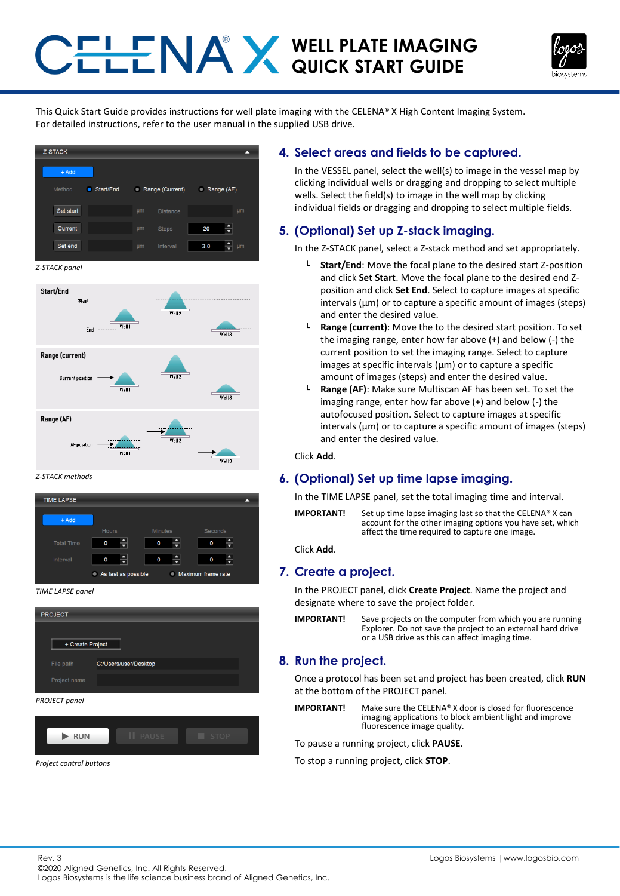# CELENA® X WELL PLATE IMAGING QUICK START GUIDE

This Quick Start Guide provides instructions for well plate imaging with the CELENA® X High Content Imaging System. For detailed instructions, refer to the user manual in the supplied USB drive.

*Z-STACK panel*

*Z-STACK methods*

*TIME LAPSE panel*

*PROJECT panel*

*Project control buttons*

## 4. Select areas and fields to be captured.

In the VESSEL panel, select the well(s) to image in the vessel map by clicking individual wells or dragging and dropping to select multiple wells. Select the field(s) to image in the well map by clicking individual fields or dragging and dropping to select multiple fields.

## 5. (Optional) Set up Z-stack imaging.

In the Z-STACK panel, select a Z-stack method and set appropriately.

- **Start/End**: Move the focal plane to the desired start Z-position and click **Set Start**. Move the focal plane to the desired end Z-position and click **Set End**. Select to capture images at specific intervals (μm) or to capture a specific amount of images (steps) and enter the desired value.
- **Range (current)**: Move the to the desired start position. To set the imaging range, enter how far above (+) and below (-) the current position to set the imaging range. Select to capture images at specific intervals (μm) or to capture a specific amount of images (steps) and enter the desired value.
- **Range (AF)**: Make sure Multiscan AF has been set. To set the imaging range, enter how far above (+) and below (-) the autofocused position. Select to capture images at specific intervals (μm) or to capture a specific amount of images (steps) and enter the desired value.

Click **Add**.

## 6. (Optional) Set up time lapse imaging.

In the TIME LAPSE panel, set the total imaging time and interval.

**IMPORTANT!** Set up time lapse imaging last so that the CELENA® X can account for the other imaging options you have set, which affect the time required to capture one image.

Click **Add**.

## 7. Create a project.

In the PROJECT panel, click **Create Project**. Name the project and designate where to save the project folder.

**IMPORTANT!** Save projects on the computer from which you are running Explorer. Do not save the project to an external hard drive or a USB drive as this can affect imaging time.

## 8. Run the project.

Once a protocol has been set and project has been created, click **RUN** at the bottom of the PROJECT panel.

**IMPORTANT!** Make sure the CELENA® X door is closed for fluorescence imaging applications to block ambient light and improve fluorescence image quality.

To pause a running project, click **PAUSE**.

To stop a running project, click **STOP**.

Rev. 3
©2020 Aligned Genetics, Inc. All Rights Reserved.
Logos Biosystems is the life science business brand of Aligned Genetics, Inc.

Logos Biosystems | www.logosbio.com